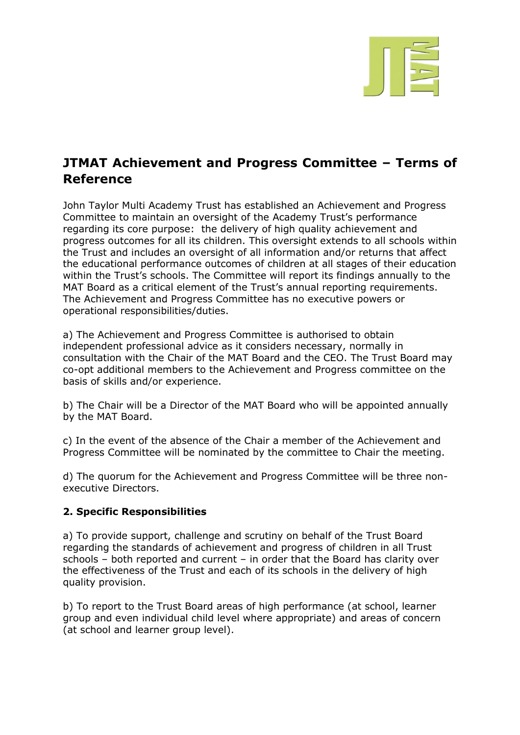# JTMAT Achievement and Progress Committee – Terms of Reference

John Taylor Multi Academy Trust has established an Achievement and Progress Committee to maintain an oversight of the Academy Trust's performance regarding its core purpose: the delivery of high quality achievement and progress outcomes for all its children. This oversight extends to all schools within the Trust and includes an oversight of all information and/or returns that affect the educational performance outcomes of children at all stages of their education within the Trust's schools. The Committee will report its findings annually to the MAT Board as a critical element of the Trust's annual reporting requirements. The Achievement and Progress Committee has no executive powers or operational responsibilities/duties.

a) The Achievement and Progress Committee is authorised to obtain independent professional advice as it considers necessary, normally in consultation with the Chair of the MAT Board and the CEO. The Trust Board may co-opt additional members to the Achievement and Progress committee on the basis of skills and/or experience.

b) The Chair will be a Director of the MAT Board who will be appointed annually by the MAT Board.

c) In the event of the absence of the Chair a member of the Achievement and Progress Committee will be nominated by the committee to Chair the meeting.

d) The quorum for the Achievement and Progress Committee will be three non-executive Directors.

### 2. Specific Responsibilities

a) To provide support, challenge and scrutiny on behalf of the Trust Board regarding the standards of achievement and progress of children in all Trust schools – both reported and current – in order that the Board has clarity over the effectiveness of the Trust and each of its schools in the delivery of high quality provision.

b) To report to the Trust Board areas of high performance (at school, learner group and even individual child level where appropriate) and areas of concern (at school and learner group level).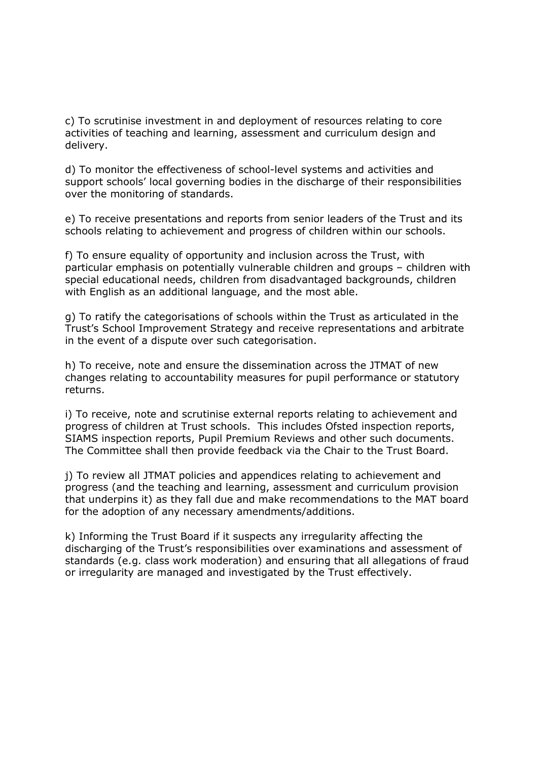c) To scrutinise investment in and deployment of resources relating to core activities of teaching and learning, assessment and curriculum design and delivery.

d) To monitor the effectiveness of school-level systems and activities and support schools' local governing bodies in the discharge of their responsibilities over the monitoring of standards.

e) To receive presentations and reports from senior leaders of the Trust and its schools relating to achievement and progress of children within our schools.

f) To ensure equality of opportunity and inclusion across the Trust, with particular emphasis on potentially vulnerable children and groups – children with special educational needs, children from disadvantaged backgrounds, children with English as an additional language, and the most able.

g) To ratify the categorisations of schools within the Trust as articulated in the Trust's School Improvement Strategy and receive representations and arbitrate in the event of a dispute over such categorisation.

h) To receive, note and ensure the dissemination across the JTMAT of new changes relating to accountability measures for pupil performance or statutory returns.

i) To receive, note and scrutinise external reports relating to achievement and progress of children at Trust schools. This includes Ofsted inspection reports, SIAMS inspection reports, Pupil Premium Reviews and other such documents. The Committee shall then provide feedback via the Chair to the Trust Board.

j) To review all JTMAT policies and appendices relating to achievement and progress (and the teaching and learning, assessment and curriculum provision that underpins it) as they fall due and make recommendations to the MAT board for the adoption of any necessary amendments/additions.

k) Informing the Trust Board if it suspects any irregularity affecting the discharging of the Trust's responsibilities over examinations and assessment of standards (e.g. class work moderation) and ensuring that all allegations of fraud or irregularity are managed and investigated by the Trust effectively.